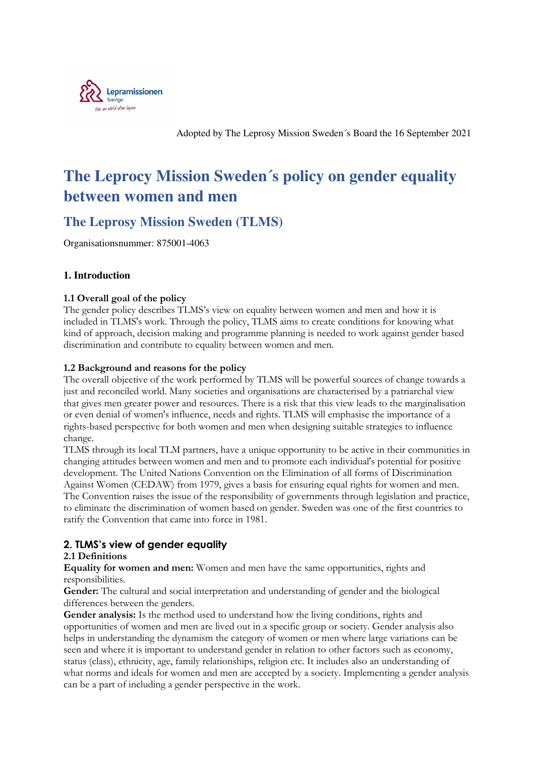Adopted by The Leprosy Mission Sweden´s Board the 16 September 2021

# The Leprocy Mission Sweden´s policy on gender equality between women and men

## The Leprosy Mission Sweden (TLMS)

Organisationsnummer: 875001-4063

### 1. Introduction

**1.1 Overall goal of the policy**

The gender policy describes TLMS's view on equality between women and men and how it is included in TLMS's work. Through the policy, TLMS aims to create conditions for knowing what kind of approach, decision making and programme planning is needed to work against gender based discrimination and contribute to equality between women and men.

**1.2 Background and reasons for the policy**

The overall objective of the work performed by TLMS will be powerful sources of change towards a just and reconciled world. Many societies and organisations are characterised by a patriarchal view that gives men greater power and resources. There is a risk that this view leads to the marginalisation or even denial of women's influence, needs and rights. TLMS will emphasise the importance of a rights-based perspective for both women and men when designing suitable strategies to influence change.

TLMS through its local TLM partners, have a unique opportunity to be active in their communities in changing attitudes between women and men and to promote each individual's potential for positive development. The United Nations Convention on the Elimination of all forms of Discrimination Against Women (CEDAW) from 1979, gives a basis for ensuring equal rights for women and men. The Convention raises the issue of the responsibility of governments through legislation and practice, to eliminate the discrimination of women based on gender. Sweden was one of the first countries to ratify the Convention that came into force in 1981.

### 2. TLMS's view of gender equality

**2.1 Definitions**

**Equality for women and men:** Women and men have the same opportunities, rights and responsibilities.

**Gender:** The cultural and social interpretation and understanding of gender and the biological differences between the genders.

**Gender analysis:** Is the method used to understand how the living conditions, rights and opportunities of women and men are lived out in a specific group or society. Gender analysis also helps in understanding the dynamism the category of women or men where large variations can be seen and where it is important to understand gender in relation to other factors such as economy, status (class), ethnicity, age, family relationships, religion etc. It includes also an understanding of what norms and ideals for women and men are accepted by a society. Implementing a gender analysis can be a part of including a gender perspective in the work.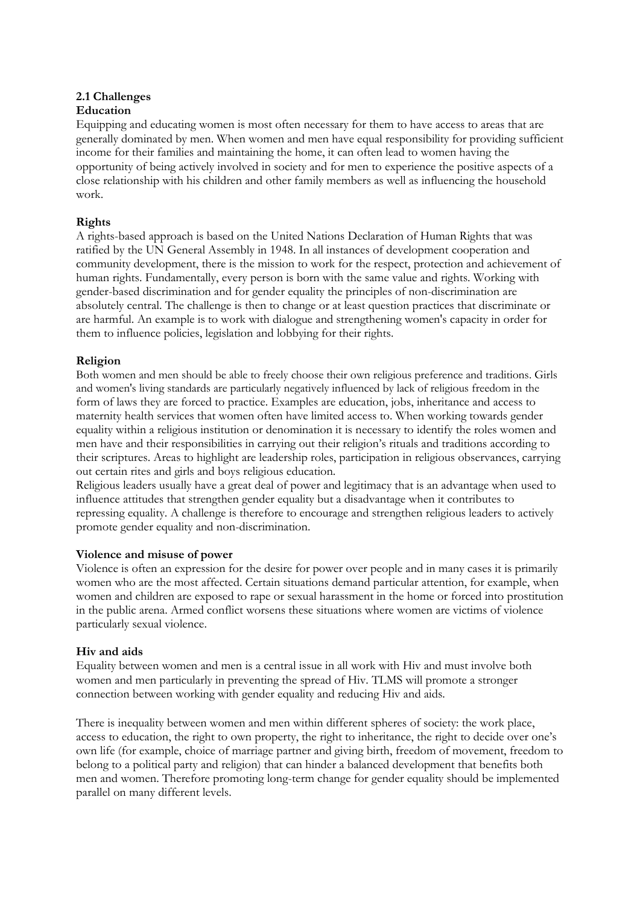## 2.1 Challenges

### Education

Equipping and educating women is most often necessary for them to have access to areas that are generally dominated by men. When women and men have equal responsibility for providing sufficient income for their families and maintaining the home, it can often lead to women having the opportunity of being actively involved in society and for men to experience the positive aspects of a close relationship with his children and other family members as well as influencing the household work.

### Rights

A rights-based approach is based on the United Nations Declaration of Human Rights that was ratified by the UN General Assembly in 1948. In all instances of development cooperation and community development, there is the mission to work for the respect, protection and achievement of human rights. Fundamentally, every person is born with the same value and rights. Working with gender-based discrimination and for gender equality the principles of non-discrimination are absolutely central. The challenge is then to change or at least question practices that discriminate or are harmful. An example is to work with dialogue and strengthening women's capacity in order for them to influence policies, legislation and lobbying for their rights.

### Religion

Both women and men should be able to freely choose their own religious preference and traditions. Girls and women's living standards are particularly negatively influenced by lack of religious freedom in the form of laws they are forced to practice. Examples are education, jobs, inheritance and access to maternity health services that women often have limited access to. When working towards gender equality within a religious institution or denomination it is necessary to identify the roles women and men have and their responsibilities in carrying out their religion's rituals and traditions according to their scriptures. Areas to highlight are leadership roles, participation in religious observances, carrying out certain rites and girls and boys religious education.

Religious leaders usually have a great deal of power and legitimacy that is an advantage when used to influence attitudes that strengthen gender equality but a disadvantage when it contributes to repressing equality. A challenge is therefore to encourage and strengthen religious leaders to actively promote gender equality and non-discrimination.

### Violence and misuse of power

Violence is often an expression for the desire for power over people and in many cases it is primarily women who are the most affected. Certain situations demand particular attention, for example, when women and children are exposed to rape or sexual harassment in the home or forced into prostitution in the public arena. Armed conflict worsens these situations where women are victims of violence particularly sexual violence.

### Hiv and aids

Equality between women and men is a central issue in all work with Hiv and must involve both women and men particularly in preventing the spread of Hiv. TLMS will promote a stronger connection between working with gender equality and reducing Hiv and aids.

There is inequality between women and men within different spheres of society: the work place, access to education, the right to own property, the right to inheritance, the right to decide over one's own life (for example, choice of marriage partner and giving birth, freedom of movement, freedom to belong to a political party and religion) that can hinder a balanced development that benefits both men and women. Therefore promoting long-term change for gender equality should be implemented parallel on many different levels.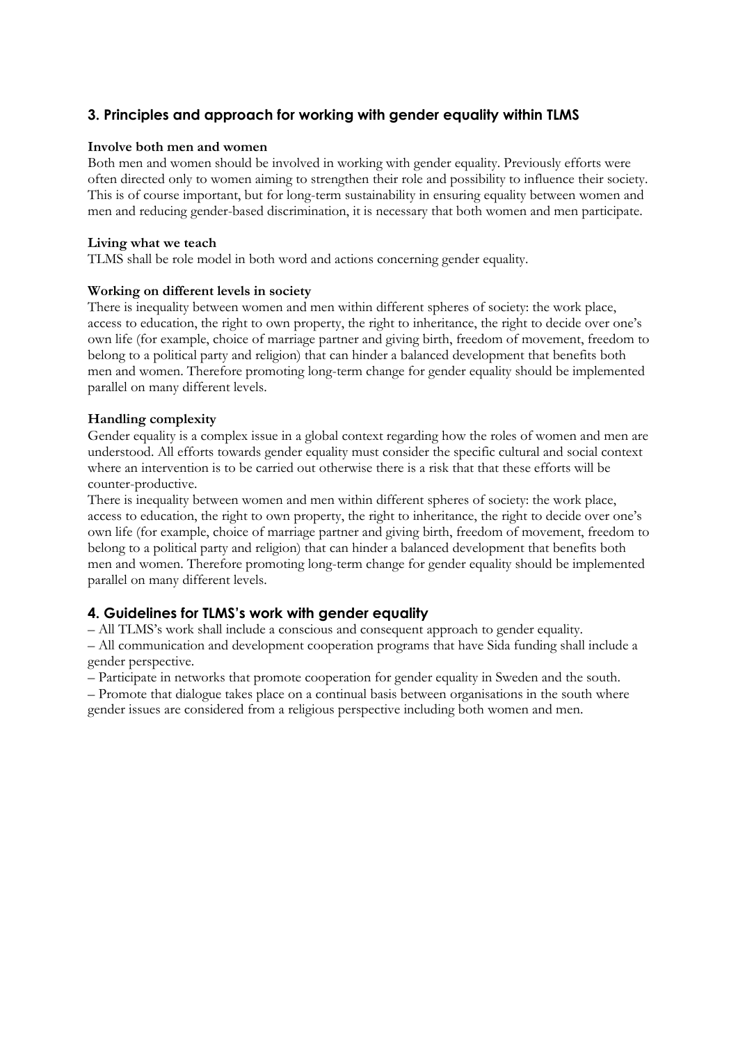## 3. Principles and approach for working with gender equality within TLMS

**Involve both men and women**

Both men and women should be involved in working with gender equality. Previously efforts were often directed only to women aiming to strengthen their role and possibility to influence their society. This is of course important, but for long-term sustainability in ensuring equality between women and men and reducing gender-based discrimination, it is necessary that both women and men participate.

**Living what we teach**

TLMS shall be role model in both word and actions concerning gender equality.

**Working on different levels in society**

There is inequality between women and men within different spheres of society: the work place, access to education, the right to own property, the right to inheritance, the right to decide over one's own life (for example, choice of marriage partner and giving birth, freedom of movement, freedom to belong to a political party and religion) that can hinder a balanced development that benefits both men and women. Therefore promoting long-term change for gender equality should be implemented parallel on many different levels.

**Handling complexity**

Gender equality is a complex issue in a global context regarding how the roles of women and men are understood. All efforts towards gender equality must consider the specific cultural and social context where an intervention is to be carried out otherwise there is a risk that that these efforts will be counter-productive.

There is inequality between women and men within different spheres of society: the work place, access to education, the right to own property, the right to inheritance, the right to decide over one's own life (for example, choice of marriage partner and giving birth, freedom of movement, freedom to belong to a political party and religion) that can hinder a balanced development that benefits both men and women. Therefore promoting long-term change for gender equality should be implemented parallel on many different levels.

## 4. Guidelines for TLMS's work with gender equality

– All TLMS's work shall include a conscious and consequent approach to gender equality.

– All communication and development cooperation programs that have Sida funding shall include a gender perspective.

– Participate in networks that promote cooperation for gender equality in Sweden and the south.

– Promote that dialogue takes place on a continual basis between organisations in the south where gender issues are considered from a religious perspective including both women and men.